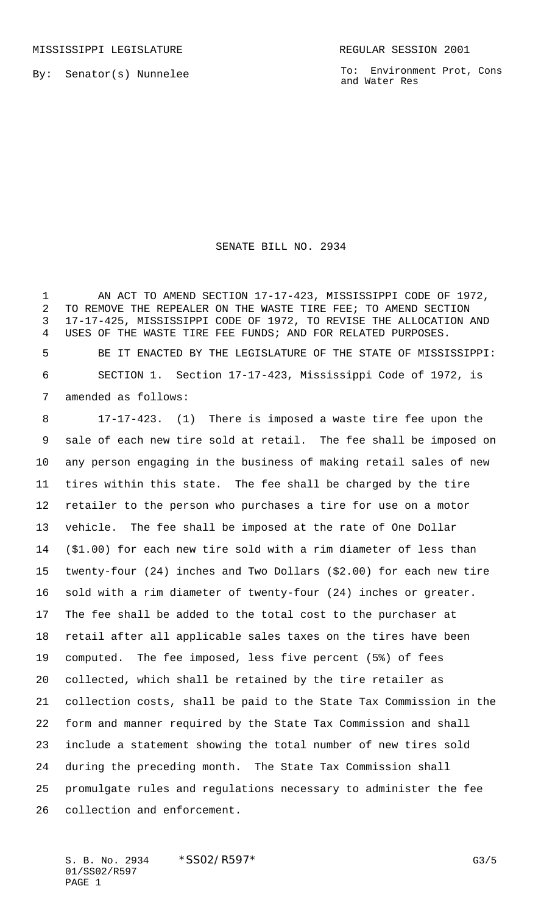MISSISSIPPI LEGISLATURE REGULAR SESSION 2001

By: Senator(s) Nunnelee

To: Environment Prot, Cons and Water Res

# SENATE BILL NO. 2934

AN ACT TO AMEND SECTION 17-17-423, MISSISSIPPI CODE OF 1972, TO REMOVE THE REPEALER ON THE WASTE TIRE FEE; TO AMEND SECTION 17-17-425, MISSISSIPPI CODE OF 1972, TO REVISE THE ALLOCATION AND USES OF THE WASTE TIRE FEE FUNDS; AND FOR RELATED PURPOSES.

BE IT ENACTED BY THE LEGISLATURE OF THE STATE OF MISSISSIPPI:

SECTION 1. Section 17-17-423, Mississippi Code of 1972, is amended as follows:

17-17-423. (1) There is imposed a waste tire fee upon the sale of each new tire sold at retail. The fee shall be imposed on any person engaging in the business of making retail sales of new tires within this state. The fee shall be charged by the tire retailer to the person who purchases a tire for use on a motor vehicle. The fee shall be imposed at the rate of One Dollar ($1.00) for each new tire sold with a rim diameter of less than twenty-four (24) inches and Two Dollars ($2.00) for each new tire sold with a rim diameter of twenty-four (24) inches or greater. The fee shall be added to the total cost to the purchaser at retail after all applicable sales taxes on the tires have been computed. The fee imposed, less five percent (5%) of fees collected, which shall be retained by the tire retailer as collection costs, shall be paid to the State Tax Commission in the form and manner required by the State Tax Commission and shall include a statement showing the total number of new tires sold during the preceding month. The State Tax Commission shall promulgate rules and regulations necessary to administer the fee collection and enforcement.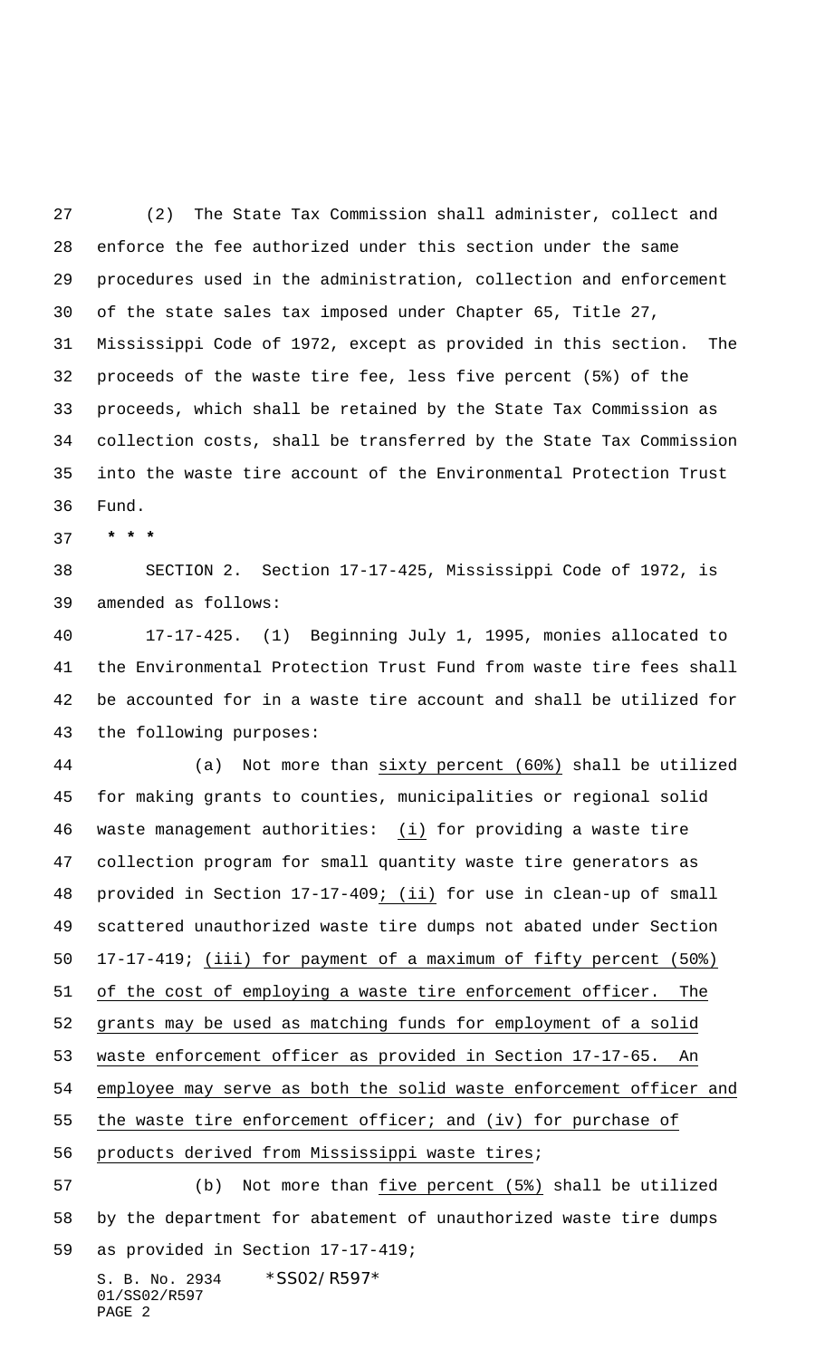(2) The State Tax Commission shall administer, collect and enforce the fee authorized under this section under the same procedures used in the administration, collection and enforcement of the state sales tax imposed under Chapter 65, Title 27, Mississippi Code of 1972, except as provided in this section. The proceeds of the waste tire fee, less five percent (5%) of the proceeds, which shall be retained by the State Tax Commission as collection costs, shall be transferred by the State Tax Commission into the waste tire account of the Environmental Protection Trust Fund.

* * *

SECTION 2. Section 17-17-425, Mississippi Code of 1972, is amended as follows:

17-17-425. (1) Beginning July 1, 1995, monies allocated to the Environmental Protection Trust Fund from waste tire fees shall be accounted for in a waste tire account and shall be utilized for the following purposes:

(a) Not more than sixty percent (60%) shall be utilized for making grants to counties, municipalities or regional solid waste management authorities: (i) for providing a waste tire collection program for small quantity waste tire generators as provided in Section 17-17-409; (ii) for use in clean-up of small scattered unauthorized waste tire dumps not abated under Section 17-17-419; (iii) for payment of a maximum of fifty percent (50%) of the cost of employing a waste tire enforcement officer. The grants may be used as matching funds for employment of a solid waste enforcement officer as provided in Section 17-17-65. An employee may serve as both the solid waste enforcement officer and the waste tire enforcement officer; and (iv) for purchase of products derived from Mississippi waste tires;

(b) Not more than five percent (5%) shall be utilized by the department for abatement of unauthorized waste tire dumps as provided in Section 17-17-419;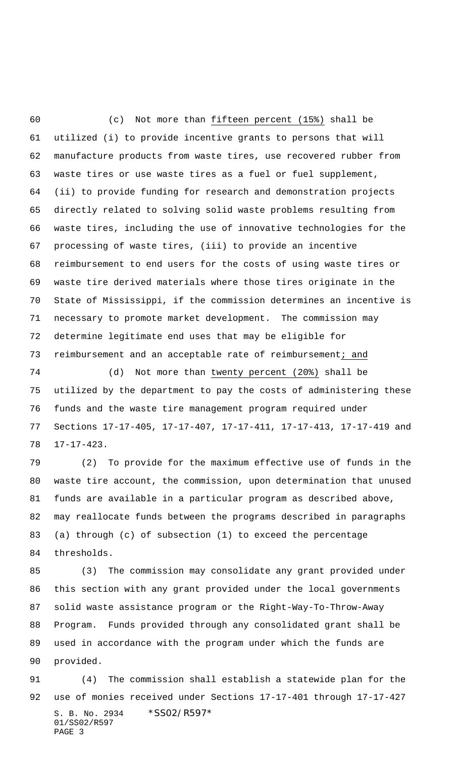(c) Not more than fifteen percent (15%) shall be utilized (i) to provide incentive grants to persons that will manufacture products from waste tires, use recovered rubber from waste tires or use waste tires as a fuel or fuel supplement, (ii) to provide funding for research and demonstration projects directly related to solving solid waste problems resulting from waste tires, including the use of innovative technologies for the processing of waste tires, (iii) to provide an incentive reimbursement to end users for the costs of using waste tires or waste tire derived materials where those tires originate in the State of Mississippi, if the commission determines an incentive is necessary to promote market development. The commission may determine legitimate end uses that may be eligible for reimbursement and an acceptable rate of reimbursement; and

(d) Not more than twenty percent (20%) shall be utilized by the department to pay the costs of administering these funds and the waste tire management program required under Sections 17-17-405, 17-17-407, 17-17-411, 17-17-413, 17-17-419 and 17-17-423.

(2) To provide for the maximum effective use of funds in the waste tire account, the commission, upon determination that unused funds are available in a particular program as described above, may reallocate funds between the programs described in paragraphs (a) through (c) of subsection (1) to exceed the percentage thresholds.

(3) The commission may consolidate any grant provided under this section with any grant provided under the local governments solid waste assistance program or the Right-Way-To-Throw-Away Program. Funds provided through any consolidated grant shall be used in accordance with the program under which the funds are provided.

(4) The commission shall establish a statewide plan for the use of monies received under Sections 17-17-401 through 17-17-427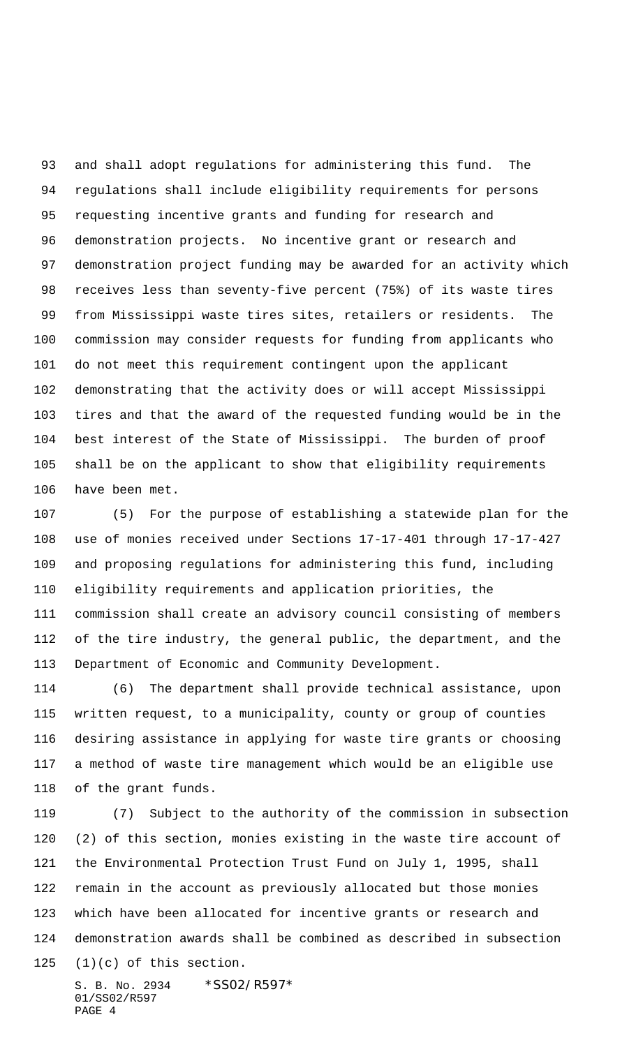and shall adopt regulations for administering this fund. The regulations shall include eligibility requirements for persons requesting incentive grants and funding for research and demonstration projects. No incentive grant or research and demonstration project funding may be awarded for an activity which receives less than seventy-five percent (75%) of its waste tires from Mississippi waste tires sites, retailers or residents. The commission may consider requests for funding from applicants who do not meet this requirement contingent upon the applicant demonstrating that the activity does or will accept Mississippi tires and that the award of the requested funding would be in the best interest of the State of Mississippi. The burden of proof shall be on the applicant to show that eligibility requirements have been met.

(5) For the purpose of establishing a statewide plan for the use of monies received under Sections 17-17-401 through 17-17-427 and proposing regulations for administering this fund, including eligibility requirements and application priorities, the commission shall create an advisory council consisting of members of the tire industry, the general public, the department, and the Department of Economic and Community Development.

(6) The department shall provide technical assistance, upon written request, to a municipality, county or group of counties desiring assistance in applying for waste tire grants or choosing a method of waste tire management which would be an eligible use of the grant funds.

(7) Subject to the authority of the commission in subsection (2) of this section, monies existing in the waste tire account of the Environmental Protection Trust Fund on July 1, 1995, shall remain in the account as previously allocated but those monies which have been allocated for incentive grants or research and demonstration awards shall be combined as described in subsection (1)(c) of this section.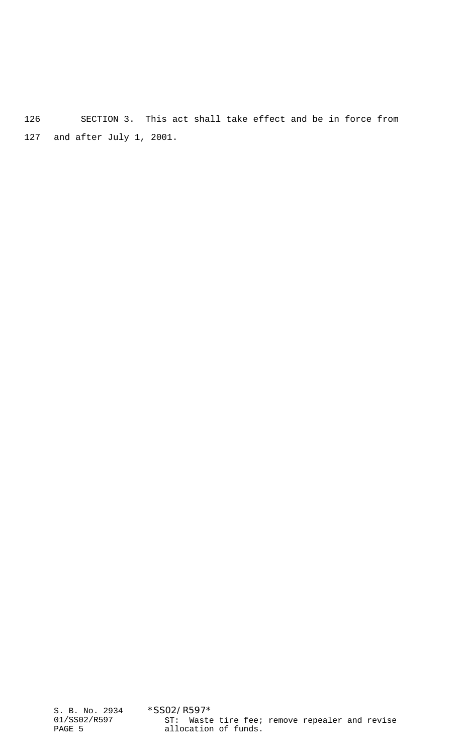126 SECTION 3. This act shall take effect and be in force from
127 and after July 1, 2001.